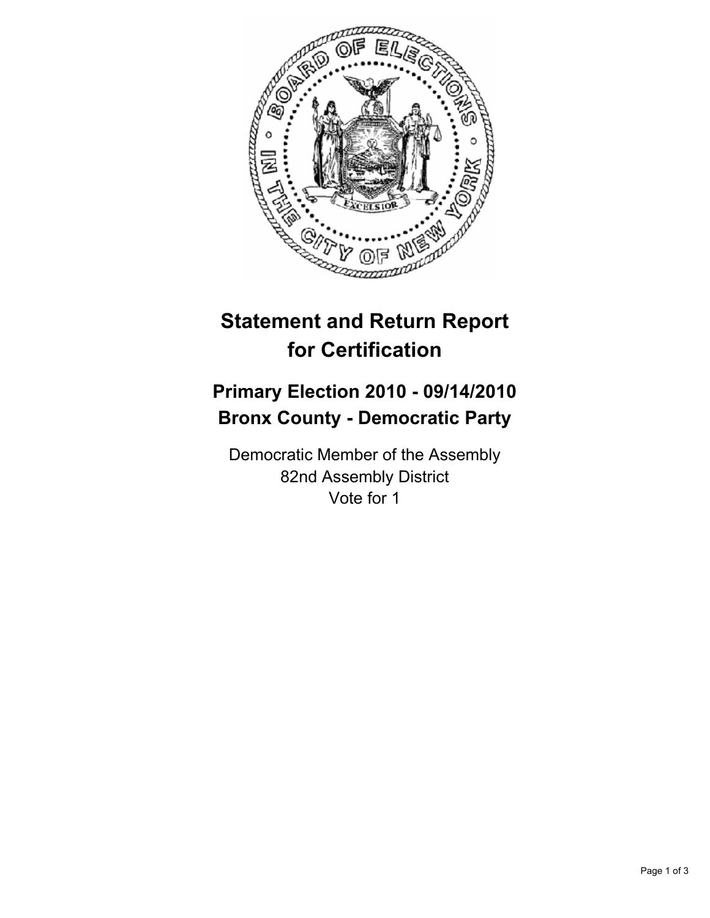# Statement and Return Report for Certification

## Primary Election 2010 - 09/14/2010
## Bronx County - Democratic Party

Democratic Member of the Assembly
82nd Assembly District
Vote for 1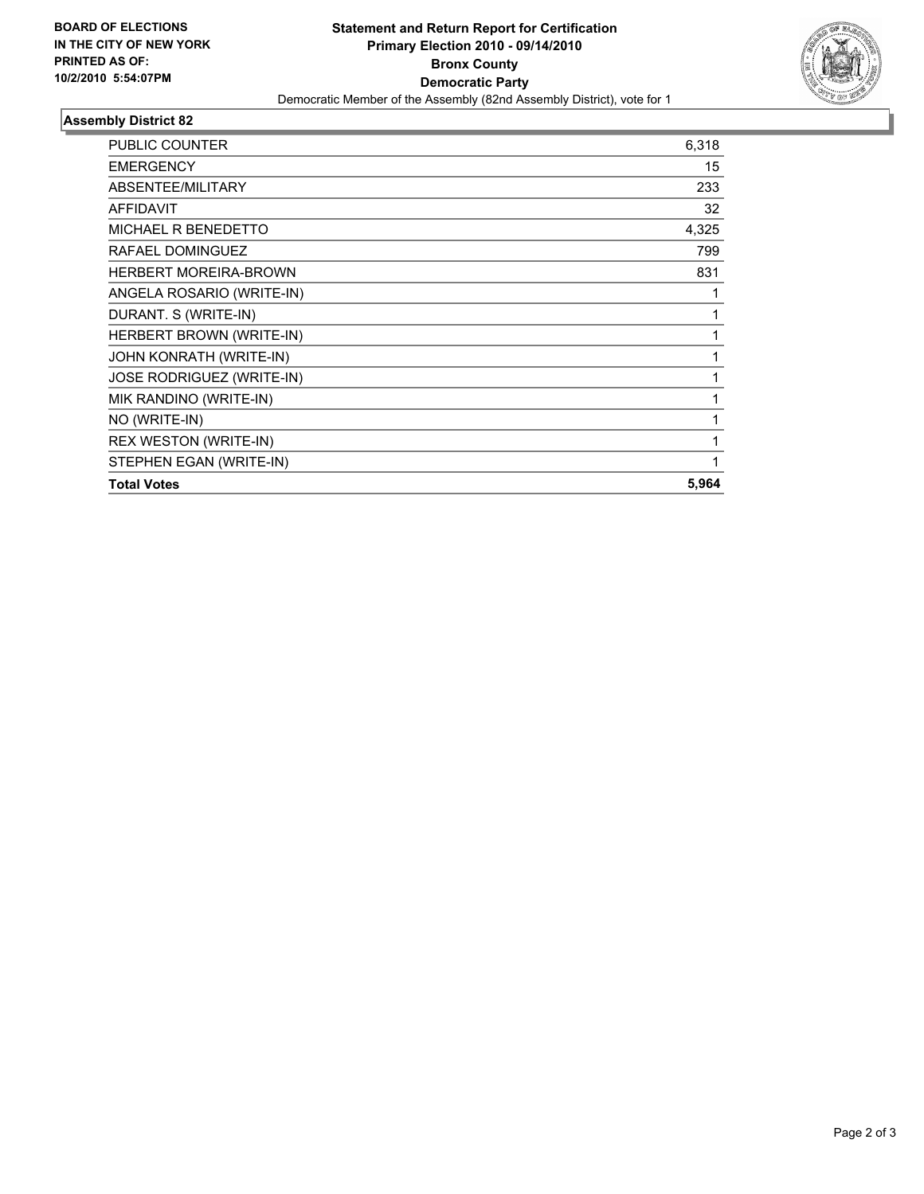**BOARD OF ELECTIONS IN THE CITY OF NEW YORK PRINTED AS OF: 10/2/2010 5:54:07PM**

# Statement and Return Report for Certification
## Primary Election 2010 - 09/14/2010
## Bronx County
## Democratic Party

Democratic Member of the Assembly (82nd Assembly District), vote for 1

### Assembly District 82

| | |
|---|---|
| PUBLIC COUNTER | 6,318 |
| EMERGENCY | 15 |
| ABSENTEE/MILITARY | 233 |
| AFFIDAVIT | 32 |
| MICHAEL R BENEDETTO | 4,325 |
| RAFAEL DOMINGUEZ | 799 |
| HERBERT MOREIRA-BROWN | 831 |
| ANGELA ROSARIO (WRITE-IN) | 1 |
| DURANT. S (WRITE-IN) | 1 |
| HERBERT BROWN (WRITE-IN) | 1 |
| JOHN KONRATH (WRITE-IN) | 1 |
| JOSE RODRIGUEZ (WRITE-IN) | 1 |
| MIK RANDINO (WRITE-IN) | 1 |
| NO (WRITE-IN) | 1 |
| REX WESTON (WRITE-IN) | 1 |
| STEPHEN EGAN (WRITE-IN) | 1 |
| **Total Votes** | **5,964** |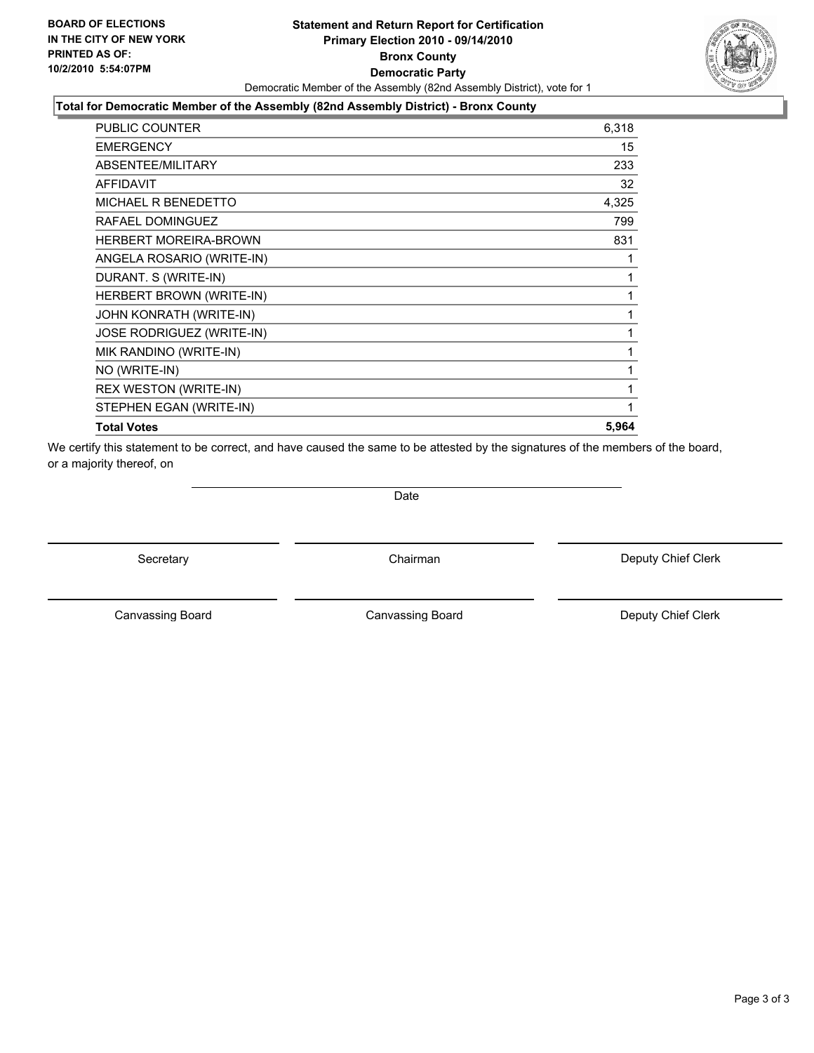**BOARD OF ELECTIONS IN THE CITY OF NEW YORK PRINTED AS OF: 10/2/2010 5:54:07PM**

**Statement and Return Report for Certification**
**Primary Election 2010 - 09/14/2010**
**Bronx County**
**Democratic Party**
Democratic Member of the Assembly (82nd Assembly District), vote for 1

**Total for Democratic Member of the Assembly (82nd Assembly District) - Bronx County**

| | |
|---|---|
| PUBLIC COUNTER | 6,318 |
| EMERGENCY | 15 |
| ABSENTEE/MILITARY | 233 |
| AFFIDAVIT | 32 |
| MICHAEL R BENEDETTO | 4,325 |
| RAFAEL DOMINGUEZ | 799 |
| HERBERT MOREIRA-BROWN | 831 |
| ANGELA ROSARIO (WRITE-IN) | 1 |
| DURANT. S (WRITE-IN) | 1 |
| HERBERT BROWN (WRITE-IN) | 1 |
| JOHN KONRATH (WRITE-IN) | 1 |
| JOSE RODRIGUEZ (WRITE-IN) | 1 |
| MIK RANDINO (WRITE-IN) | 1 |
| NO (WRITE-IN) | 1 |
| REX WESTON (WRITE-IN) | 1 |
| STEPHEN EGAN (WRITE-IN) | 1 |
| **Total Votes** | **5,964** |

We certify this statement to be correct, and have caused the same to be attested by the signatures of the members of the board, or a majority thereof, on

Date

Secretary

Chairman

Deputy Chief Clerk

Canvassing Board

Canvassing Board

Deputy Chief Clerk